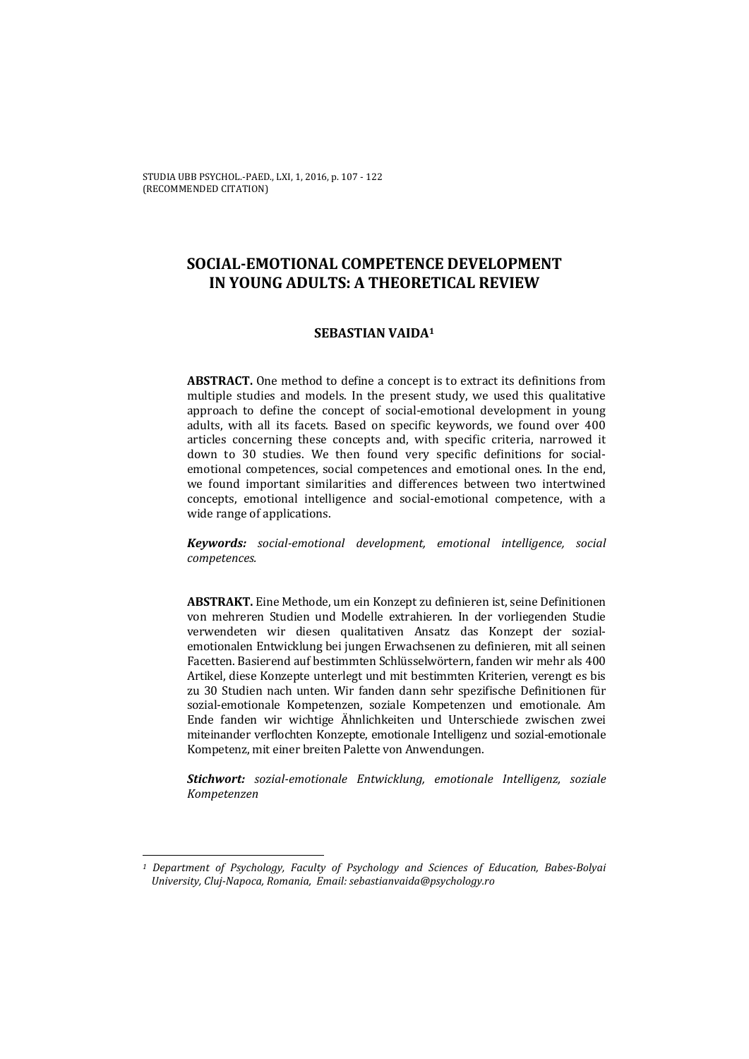# SOCIAL-EMOTIONAL COMPETENCE DEVELOPMENT IN YOUNG ADULTS: A THEORETICAL REVIEW

**SEBASTIAN VAIDA**[1]

**ABSTRACT.** One method to define a concept is to extract its definitions from multiple studies and models. In the present study, we used this qualitative approach to define the concept of social-emotional development in young adults, with all its facets. Based on specific keywords, we found over 400 articles concerning these concepts and, with specific criteria, narrowed it down to 30 studies. We then found very specific definitions for social-emotional competences, social competences and emotional ones. In the end, we found important similarities and differences between two intertwined concepts, emotional intelligence and social-emotional competence, with a wide range of applications.

***Keywords:*** *social-emotional development, emotional intelligence, social competences.*

**ABSTRAKT.** Eine Methode, um ein Konzept zu definieren ist, seine Definitionen von mehreren Studien und Modelle extrahieren. In der vorliegenden Studie verwendeten wir diesen qualitativen Ansatz das Konzept der sozial-emotionalen Entwicklung bei jungen Erwachsenen zu definieren, mit all seinen Facetten. Basierend auf bestimmten Schlüsselwörtern, fanden wir mehr als 400 Artikel, diese Konzepte unterlegt und mit bestimmten Kriterien, verengt es bis zu 30 Studien nach unten. Wir fanden dann sehr spezifische Definitionen für sozial-emotionale Kompetenzen, soziale Kompetenzen und emotionale. Am Ende fanden wir wichtige Ähnlichkeiten und Unterschiede zwischen zwei miteinander verflochten Konzepte, emotionale Intelligenz und sozial-emotionale Kompetenz, mit einer breiten Palette von Anwendungen.

***Stichwort:*** *sozial-emotionale Entwicklung, emotionale Intelligenz, soziale Kompetenzen*

---

[1] *Department of Psychology, Faculty of Psychology and Sciences of Education, Babes-Bolyai University, Cluj-Napoca, Romania, Email: sebastianvaida@psychology.ro*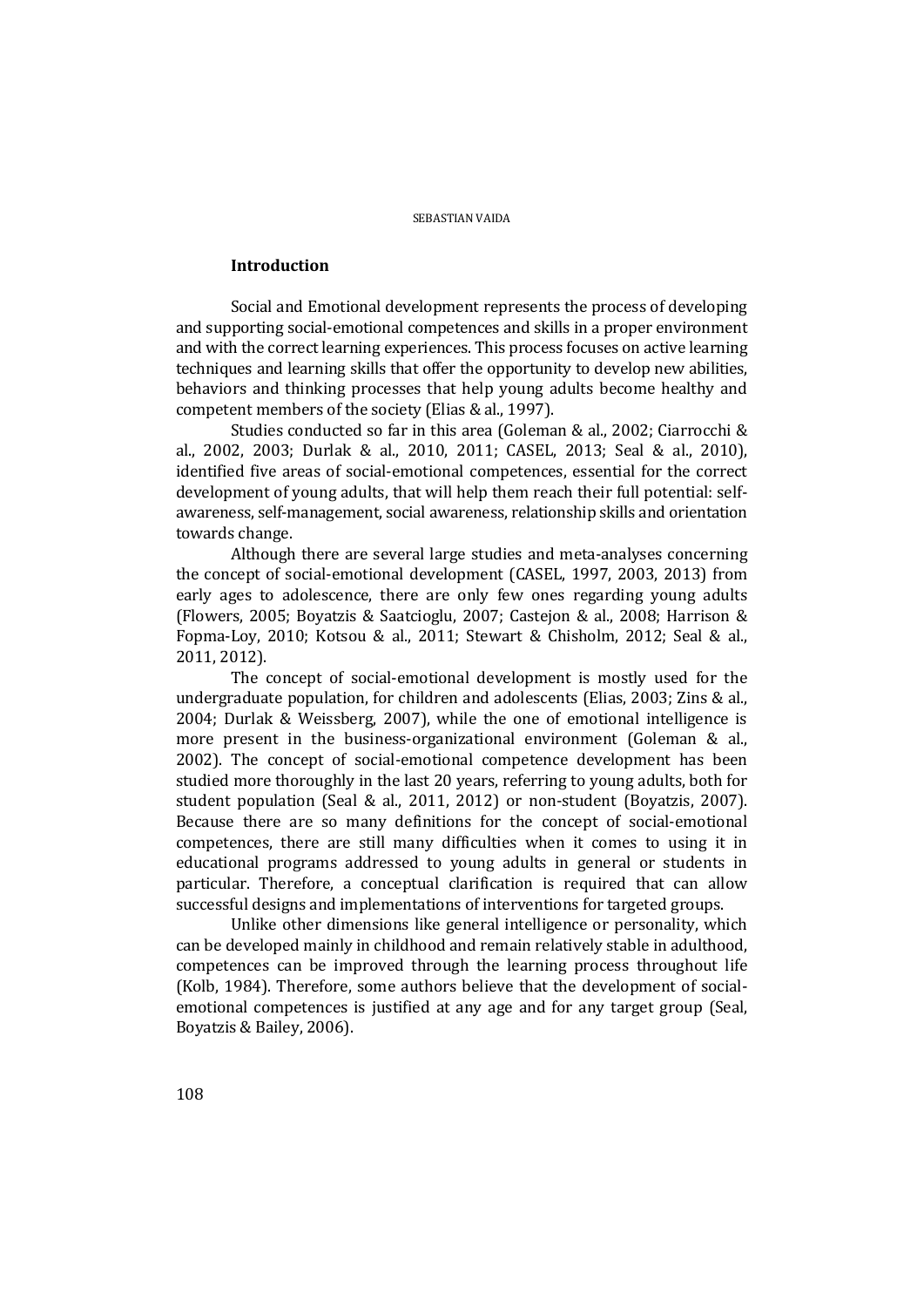## Introduction

Social and Emotional development represents the process of developing and supporting social-emotional competences and skills in a proper environment and with the correct learning experiences. This process focuses on active learning techniques and learning skills that offer the opportunity to develop new abilities, behaviors and thinking processes that help young adults become healthy and competent members of the society (Elias & al., 1997).

Studies conducted so far in this area (Goleman & al., 2002; Ciarrocchi & al., 2002, 2003; Durlak & al., 2010, 2011; CASEL, 2013; Seal & al., 2010), identified five areas of social-emotional competences, essential for the correct development of young adults, that will help them reach their full potential: self-awareness, self-management, social awareness, relationship skills and orientation towards change.

Although there are several large studies and meta-analyses concerning the concept of social-emotional development (CASEL, 1997, 2003, 2013) from early ages to adolescence, there are only few ones regarding young adults (Flowers, 2005; Boyatzis & Saatcioglu, 2007; Castejon & al., 2008; Harrison & Fopma-Loy, 2010; Kotsou & al., 2011; Stewart & Chisholm, 2012; Seal & al., 2011, 2012).

The concept of social-emotional development is mostly used for the undergraduate population, for children and adolescents (Elias, 2003; Zins & al., 2004; Durlak & Weissberg, 2007), while the one of emotional intelligence is more present in the business-organizational environment (Goleman & al., 2002). The concept of social-emotional competence development has been studied more thoroughly in the last 20 years, referring to young adults, both for student population (Seal & al., 2011, 2012) or non-student (Boyatzis, 2007). Because there are so many definitions for the concept of social-emotional competences, there are still many difficulties when it comes to using it in educational programs addressed to young adults in general or students in particular. Therefore, a conceptual clarification is required that can allow successful designs and implementations of interventions for targeted groups.

Unlike other dimensions like general intelligence or personality, which can be developed mainly in childhood and remain relatively stable in adulthood, competences can be improved through the learning process throughout life (Kolb, 1984). Therefore, some authors believe that the development of social-emotional competences is justified at any age and for any target group (Seal, Boyatzis & Bailey, 2006).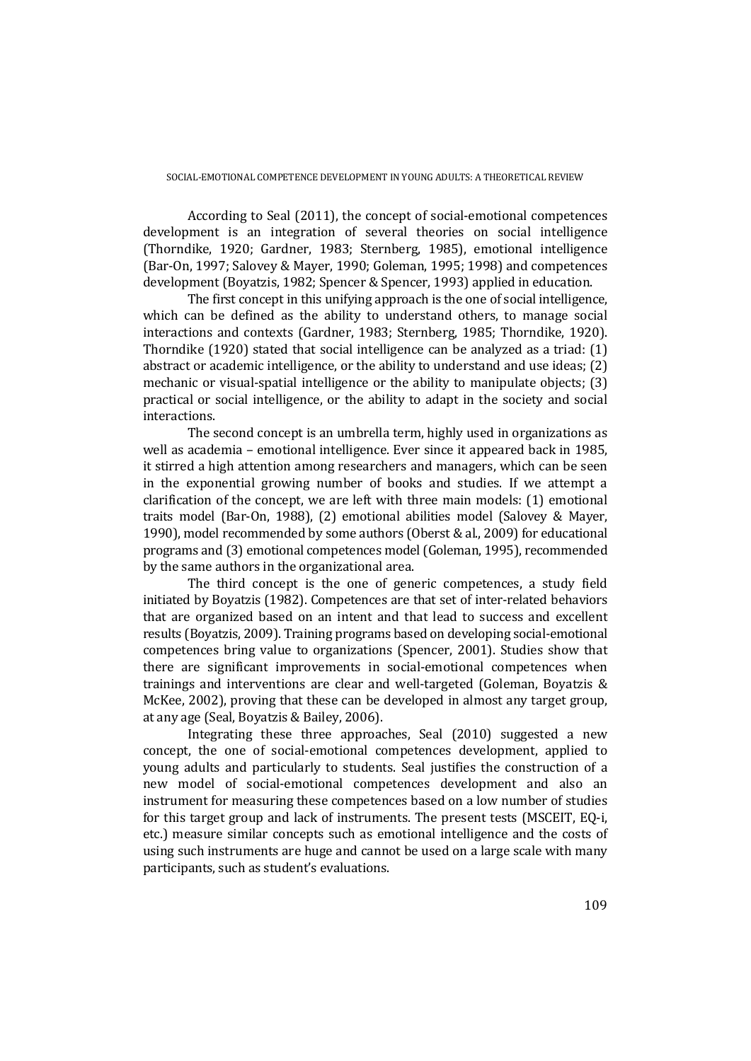According to Seal (2011), the concept of social-emotional competences development is an integration of several theories on social intelligence (Thorndike, 1920; Gardner, 1983; Sternberg, 1985), emotional intelligence (Bar-On, 1997; Salovey & Mayer, 1990; Goleman, 1995; 1998) and competences development (Boyatzis, 1982; Spencer & Spencer, 1993) applied in education.

The first concept in this unifying approach is the one of social intelligence, which can be defined as the ability to understand others, to manage social interactions and contexts (Gardner, 1983; Sternberg, 1985; Thorndike, 1920). Thorndike (1920) stated that social intelligence can be analyzed as a triad: (1) abstract or academic intelligence, or the ability to understand and use ideas; (2) mechanic or visual-spatial intelligence or the ability to manipulate objects; (3) practical or social intelligence, or the ability to adapt in the society and social interactions.

The second concept is an umbrella term, highly used in organizations as well as academia – emotional intelligence. Ever since it appeared back in 1985, it stirred a high attention among researchers and managers, which can be seen in the exponential growing number of books and studies. If we attempt a clarification of the concept, we are left with three main models: (1) emotional traits model (Bar-On, 1988), (2) emotional abilities model (Salovey & Mayer, 1990), model recommended by some authors (Oberst & al., 2009) for educational programs and (3) emotional competences model (Goleman, 1995), recommended by the same authors in the organizational area.

The third concept is the one of generic competences, a study field initiated by Boyatzis (1982). Competences are that set of inter-related behaviors that are organized based on an intent and that lead to success and excellent results (Boyatzis, 2009). Training programs based on developing social-emotional competences bring value to organizations (Spencer, 2001). Studies show that there are significant improvements in social-emotional competences when trainings and interventions are clear and well-targeted (Goleman, Boyatzis & McKee, 2002), proving that these can be developed in almost any target group, at any age (Seal, Boyatzis & Bailey, 2006).

Integrating these three approaches, Seal (2010) suggested a new concept, the one of social-emotional competences development, applied to young adults and particularly to students. Seal justifies the construction of a new model of social-emotional competences development and also an instrument for measuring these competences based on a low number of studies for this target group and lack of instruments. The present tests (MSCEIT, EQ-i, etc.) measure similar concepts such as emotional intelligence and the costs of using such instruments are huge and cannot be used on a large scale with many participants, such as student's evaluations.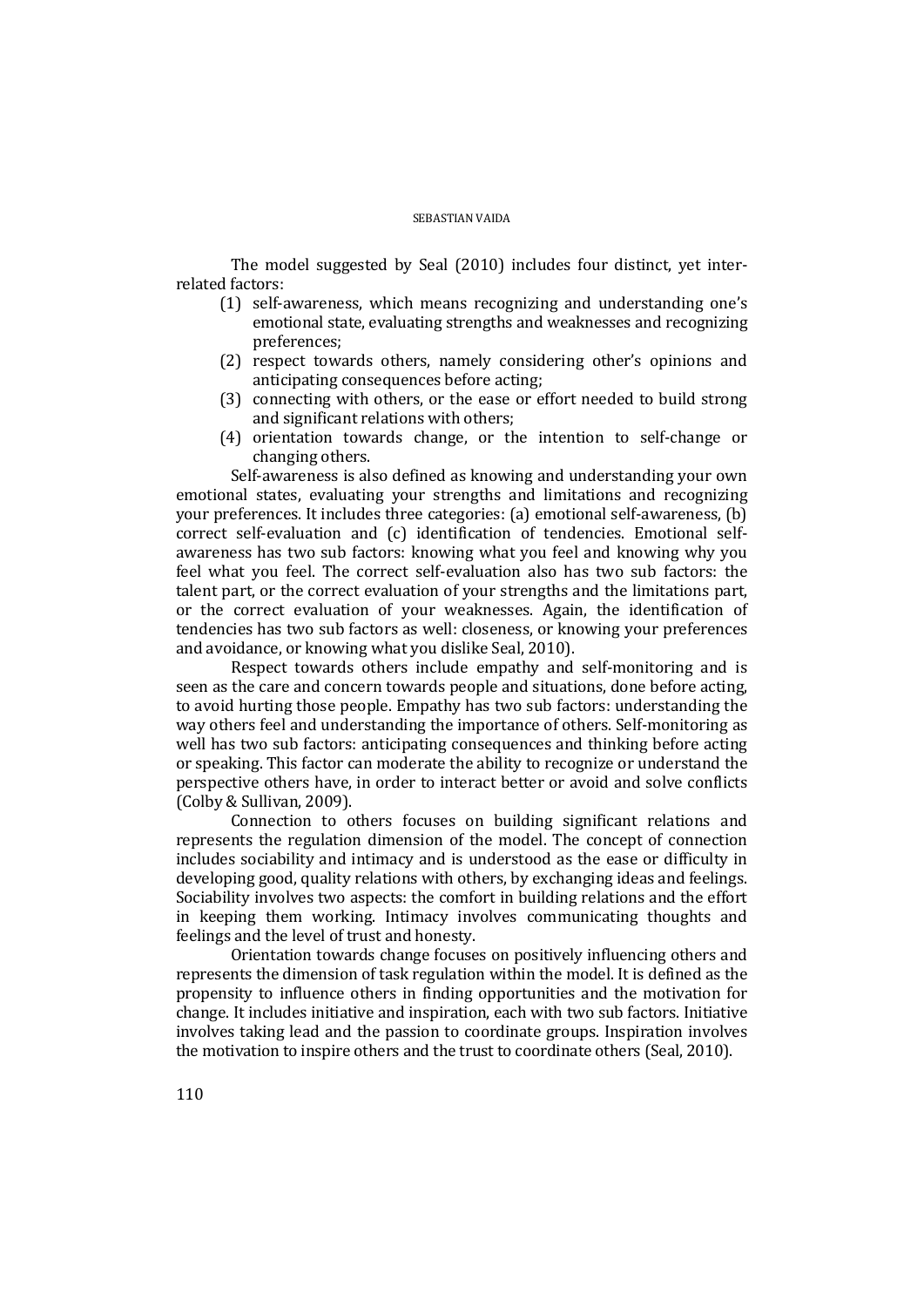The model suggested by Seal (2010) includes four distinct, yet inter-related factors:

(1) self-awareness, which means recognizing and understanding one's emotional state, evaluating strengths and weaknesses and recognizing preferences;
(2) respect towards others, namely considering other's opinions and anticipating consequences before acting;
(3) connecting with others, or the ease or effort needed to build strong and significant relations with others;
(4) orientation towards change, or the intention to self-change or changing others.

Self-awareness is also defined as knowing and understanding your own emotional states, evaluating your strengths and limitations and recognizing your preferences. It includes three categories: (a) emotional self-awareness, (b) correct self-evaluation and (c) identification of tendencies. Emotional self-awareness has two sub factors: knowing what you feel and knowing why you feel what you feel. The correct self-evaluation also has two sub factors: the talent part, or the correct evaluation of your strengths and the limitations part, or the correct evaluation of your weaknesses. Again, the identification of tendencies has two sub factors as well: closeness, or knowing your preferences and avoidance, or knowing what you dislike Seal, 2010).

Respect towards others include empathy and self-monitoring and is seen as the care and concern towards people and situations, done before acting, to avoid hurting those people. Empathy has two sub factors: understanding the way others feel and understanding the importance of others. Self-monitoring as well has two sub factors: anticipating consequences and thinking before acting or speaking. This factor can moderate the ability to recognize or understand the perspective others have, in order to interact better or avoid and solve conflicts (Colby & Sullivan, 2009).

Connection to others focuses on building significant relations and represents the regulation dimension of the model. The concept of connection includes sociability and intimacy and is understood as the ease or difficulty in developing good, quality relations with others, by exchanging ideas and feelings. Sociability involves two aspects: the comfort in building relations and the effort in keeping them working. Intimacy involves communicating thoughts and feelings and the level of trust and honesty.

Orientation towards change focuses on positively influencing others and represents the dimension of task regulation within the model. It is defined as the propensity to influence others in finding opportunities and the motivation for change. It includes initiative and inspiration, each with two sub factors. Initiative involves taking lead and the passion to coordinate groups. Inspiration involves the motivation to inspire others and the trust to coordinate others (Seal, 2010).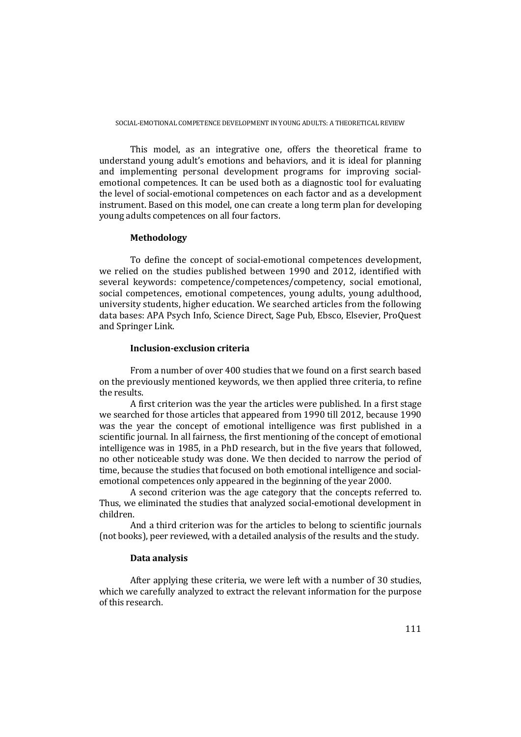This model, as an integrative one, offers the theoretical frame to understand young adult's emotions and behaviors, and it is ideal for planning and implementing personal development programs for improving social-emotional competences. It can be used both as a diagnostic tool for evaluating the level of social-emotional competences on each factor and as a development instrument. Based on this model, one can create a long term plan for developing young adults competences on all four factors.

## Methodology

To define the concept of social-emotional competences development, we relied on the studies published between 1990 and 2012, identified with several keywords: competence/competences/competency, social emotional, social competences, emotional competences, young adults, young adulthood, university students, higher education. We searched articles from the following data bases: APA Psych Info, Science Direct, Sage Pub, Ebsco, Elsevier, ProQuest and Springer Link.

## Inclusion-exclusion criteria

From a number of over 400 studies that we found on a first search based on the previously mentioned keywords, we then applied three criteria, to refine the results.

A first criterion was the year the articles were published. In a first stage we searched for those articles that appeared from 1990 till 2012, because 1990 was the year the concept of emotional intelligence was first published in a scientific journal. In all fairness, the first mentioning of the concept of emotional intelligence was in 1985, in a PhD research, but in the five years that followed, no other noticeable study was done. We then decided to narrow the period of time, because the studies that focused on both emotional intelligence and social-emotional competences only appeared in the beginning of the year 2000.

A second criterion was the age category that the concepts referred to. Thus, we eliminated the studies that analyzed social-emotional development in children.

And a third criterion was for the articles to belong to scientific journals (not books), peer reviewed, with a detailed analysis of the results and the study.

## Data analysis

After applying these criteria, we were left with a number of 30 studies, which we carefully analyzed to extract the relevant information for the purpose of this research.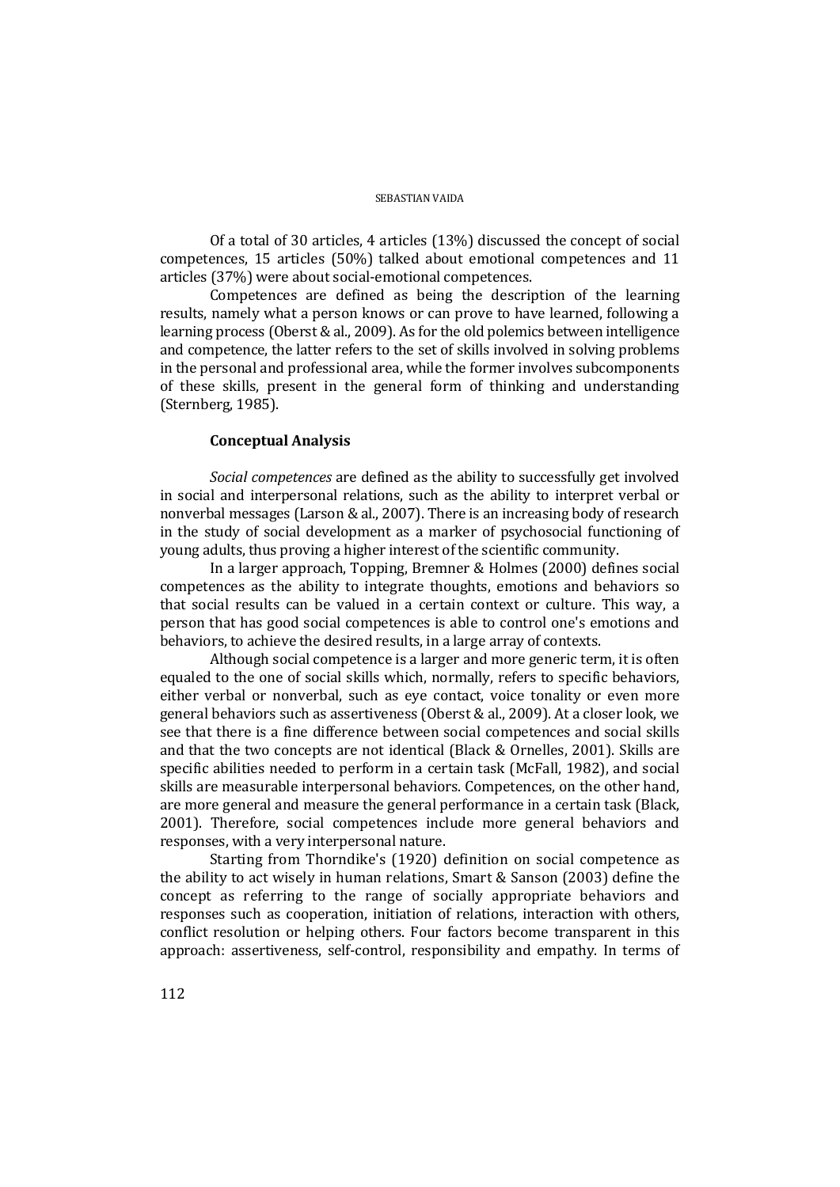Of a total of 30 articles, 4 articles (13%) discussed the concept of social competences, 15 articles (50%) talked about emotional competences and 11 articles (37%) were about social-emotional competences.

Competences are defined as being the description of the learning results, namely what a person knows or can prove to have learned, following a learning process (Oberst & al., 2009). As for the old polemics between intelligence and competence, the latter refers to the set of skills involved in solving problems in the personal and professional area, while the former involves subcomponents of these skills, present in the general form of thinking and understanding (Sternberg, 1985).

## Conceptual Analysis

*Social competences* are defined as the ability to successfully get involved in social and interpersonal relations, such as the ability to interpret verbal or nonverbal messages (Larson & al., 2007). There is an increasing body of research in the study of social development as a marker of psychosocial functioning of young adults, thus proving a higher interest of the scientific community.

In a larger approach, Topping, Bremner & Holmes (2000) defines social competences as the ability to integrate thoughts, emotions and behaviors so that social results can be valued in a certain context or culture. This way, a person that has good social competences is able to control one's emotions and behaviors, to achieve the desired results, in a large array of contexts.

Although social competence is a larger and more generic term, it is often equaled to the one of social skills which, normally, refers to specific behaviors, either verbal or nonverbal, such as eye contact, voice tonality or even more general behaviors such as assertiveness (Oberst & al., 2009). At a closer look, we see that there is a fine difference between social competences and social skills and that the two concepts are not identical (Black & Ornelles, 2001). Skills are specific abilities needed to perform in a certain task (McFall, 1982), and social skills are measurable interpersonal behaviors. Competences, on the other hand, are more general and measure the general performance in a certain task (Black, 2001). Therefore, social competences include more general behaviors and responses, with a very interpersonal nature.

Starting from Thorndike's (1920) definition on social competence as the ability to act wisely in human relations, Smart & Sanson (2003) define the concept as referring to the range of socially appropriate behaviors and responses such as cooperation, initiation of relations, interaction with others, conflict resolution or helping others. Four factors become transparent in this approach: assertiveness, self-control, responsibility and empathy. In terms of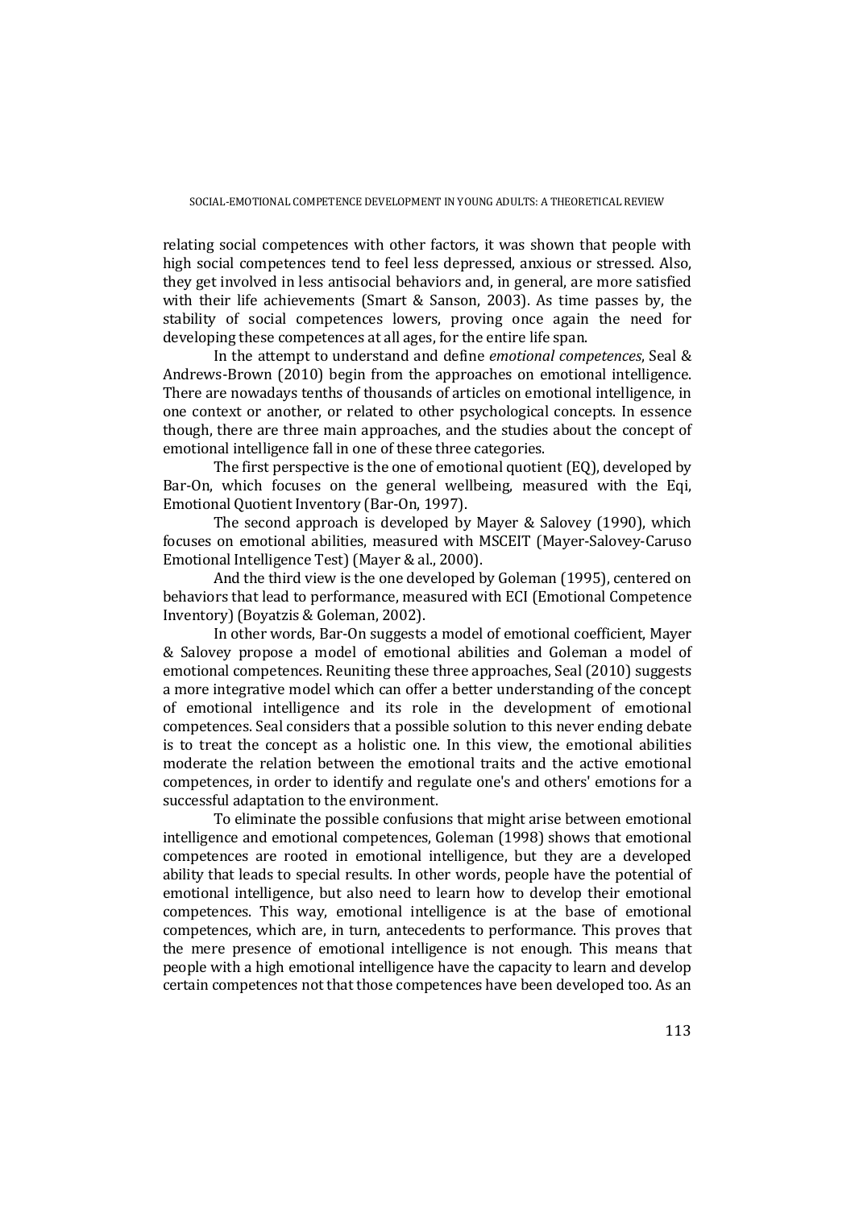relating social competences with other factors, it was shown that people with high social competences tend to feel less depressed, anxious or stressed. Also, they get involved in less antisocial behaviors and, in general, are more satisfied with their life achievements (Smart & Sanson, 2003). As time passes by, the stability of social competences lowers, proving once again the need for developing these competences at all ages, for the entire life span.

In the attempt to understand and define *emotional competences*, Seal & Andrews-Brown (2010) begin from the approaches on emotional intelligence. There are nowadays tenths of thousands of articles on emotional intelligence, in one context or another, or related to other psychological concepts. In essence though, there are three main approaches, and the studies about the concept of emotional intelligence fall in one of these three categories.

The first perspective is the one of emotional quotient (EQ), developed by Bar-On, which focuses on the general wellbeing, measured with the Eqi, Emotional Quotient Inventory (Bar-On, 1997).

The second approach is developed by Mayer & Salovey (1990), which focuses on emotional abilities, measured with MSCEIT (Mayer-Salovey-Caruso Emotional Intelligence Test) (Mayer & al., 2000).

And the third view is the one developed by Goleman (1995), centered on behaviors that lead to performance, measured with ECI (Emotional Competence Inventory) (Boyatzis & Goleman, 2002).

In other words, Bar-On suggests a model of emotional coefficient, Mayer & Salovey propose a model of emotional abilities and Goleman a model of emotional competences. Reuniting these three approaches, Seal (2010) suggests a more integrative model which can offer a better understanding of the concept of emotional intelligence and its role in the development of emotional competences. Seal considers that a possible solution to this never ending debate is to treat the concept as a holistic one. In this view, the emotional abilities moderate the relation between the emotional traits and the active emotional competences, in order to identify and regulate one's and others' emotions for a successful adaptation to the environment.

To eliminate the possible confusions that might arise between emotional intelligence and emotional competences, Goleman (1998) shows that emotional competences are rooted in emotional intelligence, but they are a developed ability that leads to special results. In other words, people have the potential of emotional intelligence, but also need to learn how to develop their emotional competences. This way, emotional intelligence is at the base of emotional competences, which are, in turn, antecedents to performance. This proves that the mere presence of emotional intelligence is not enough. This means that people with a high emotional intelligence have the capacity to learn and develop certain competences not that those competences have been developed too. As an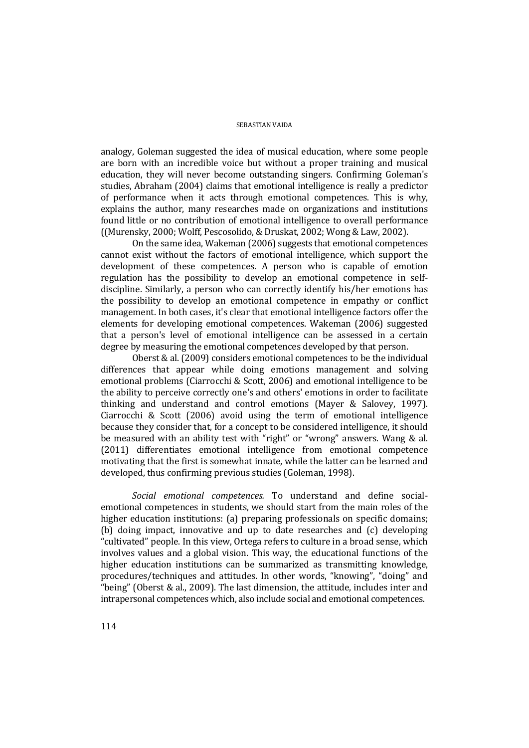analogy, Goleman suggested the idea of musical education, where some people are born with an incredible voice but without a proper training and musical education, they will never become outstanding singers. Confirming Goleman's studies, Abraham (2004) claims that emotional intelligence is really a predictor of performance when it acts through emotional competences. This is why, explains the author, many researches made on organizations and institutions found little or no contribution of emotional intelligence to overall performance ((Murensky, 2000; Wolff, Pescosolido, & Druskat, 2002; Wong & Law, 2002).

On the same idea, Wakeman (2006) suggests that emotional competences cannot exist without the factors of emotional intelligence, which support the development of these competences. A person who is capable of emotion regulation has the possibility to develop an emotional competence in self-discipline. Similarly, a person who can correctly identify his/her emotions has the possibility to develop an emotional competence in empathy or conflict management. In both cases, it's clear that emotional intelligence factors offer the elements for developing emotional competences. Wakeman (2006) suggested that a person's level of emotional intelligence can be assessed in a certain degree by measuring the emotional competences developed by that person.

Oberst & al. (2009) considers emotional competences to be the individual differences that appear while doing emotions management and solving emotional problems (Ciarrocchi & Scott, 2006) and emotional intelligence to be the ability to perceive correctly one's and others' emotions in order to facilitate thinking and understand and control emotions (Mayer & Salovey, 1997). Ciarrocchi & Scott (2006) avoid using the term of emotional intelligence because they consider that, for a concept to be considered intelligence, it should be measured with an ability test with "right" or "wrong" answers. Wang & al. (2011) differentiates emotional intelligence from emotional competence motivating that the first is somewhat innate, while the latter can be learned and developed, thus confirming previous studies (Goleman, 1998).

*Social emotional competences.* To understand and define social-emotional competences in students, we should start from the main roles of the higher education institutions: (a) preparing professionals on specific domains; (b) doing impact, innovative and up to date researches and (c) developing "cultivated" people. In this view, Ortega refers to culture in a broad sense, which involves values and a global vision. This way, the educational functions of the higher education institutions can be summarized as transmitting knowledge, procedures/techniques and attitudes. In other words, "knowing", "doing" and "being" (Oberst & al., 2009). The last dimension, the attitude, includes inter and intrapersonal competences which, also include social and emotional competences.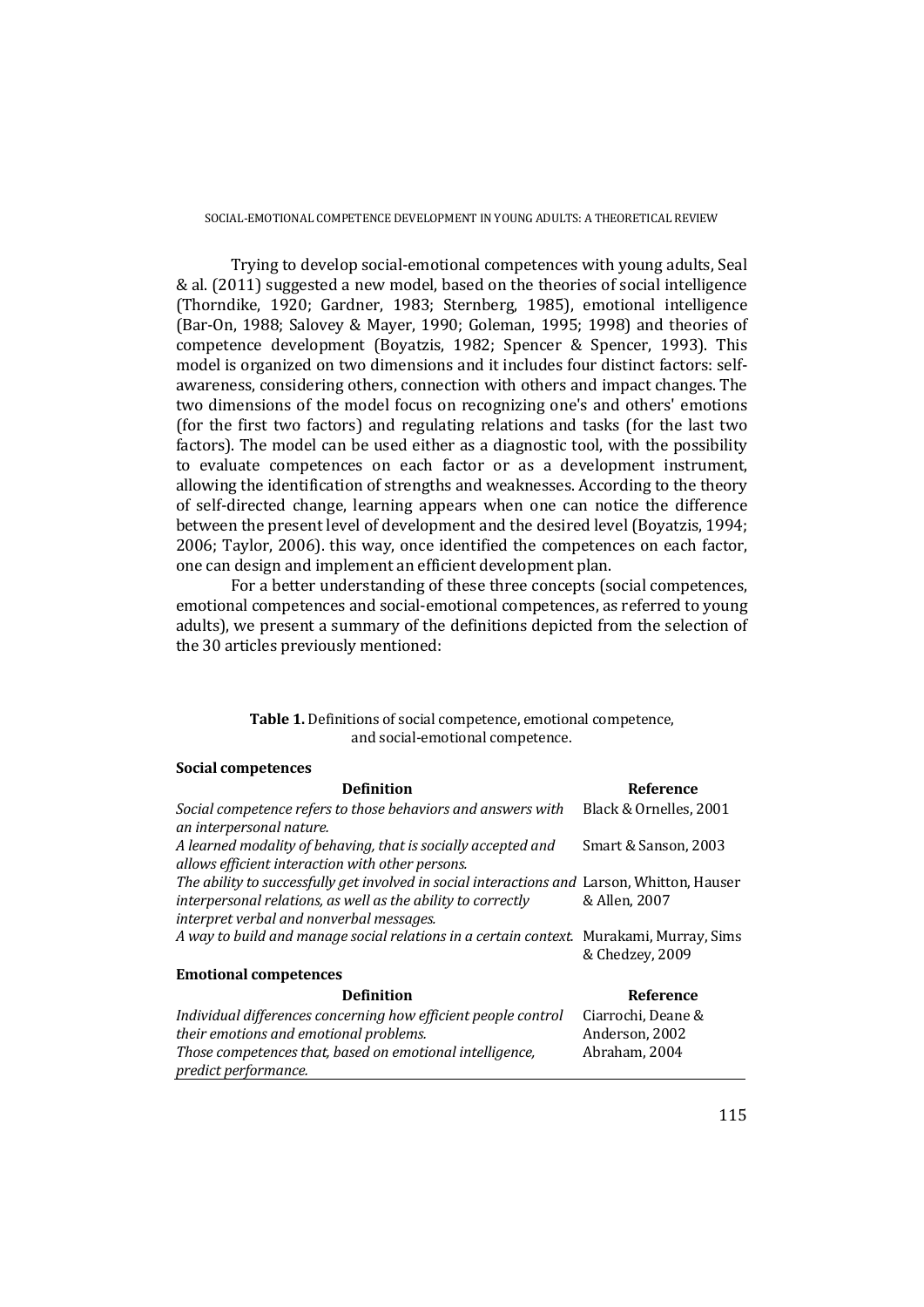Trying to develop social-emotional competences with young adults, Seal & al. (2011) suggested a new model, based on the theories of social intelligence (Thorndike, 1920; Gardner, 1983; Sternberg, 1985), emotional intelligence (Bar-On, 1988; Salovey & Mayer, 1990; Goleman, 1995; 1998) and theories of competence development (Boyatzis, 1982; Spencer & Spencer, 1993). This model is organized on two dimensions and it includes four distinct factors: self-awareness, considering others, connection with others and impact changes. The two dimensions of the model focus on recognizing one's and others' emotions (for the first two factors) and regulating relations and tasks (for the last two factors). The model can be used either as a diagnostic tool, with the possibility to evaluate competences on each factor or as a development instrument, allowing the identification of strengths and weaknesses. According to the theory of self-directed change, learning appears when one can notice the difference between the present level of development and the desired level (Boyatzis, 1994; 2006; Taylor, 2006). this way, once identified the competences on each factor, one can design and implement an efficient development plan.

For a better understanding of these three concepts (social competences, emotional competences and social-emotional competences, as referred to young adults), we present a summary of the definitions depicted from the selection of the 30 articles previously mentioned:

**Table 1.** Definitions of social competence, emotional competence, and social-emotional competence.

| **Social competences** | |
|---|---|
| **Definition** | **Reference** |
| *Social competence refers to those behaviors and answers with an interpersonal nature.* | Black & Ornelles, 2001 |
| *A learned modality of behaving, that is socially accepted and allows efficient interaction with other persons.* | Smart & Sanson, 2003 |
| *The ability to successfully get involved in social interactions and interpersonal relations, as well as the ability to correctly interpret verbal and nonverbal messages.* | Larson, Whitton, Hauser & Allen, 2007 |
| *A way to build and manage social relations in a certain context.* | Murakami, Murray, Sims & Chedzey, 2009 |
| **Emotional competences** | |
| **Definition** | **Reference** |
| *Individual differences concerning how efficient people control their emotions and emotional problems.* | Ciarrochi, Deane & Anderson, 2002 |
| *Those competences that, based on emotional intelligence, predict performance.* | Abraham, 2004 |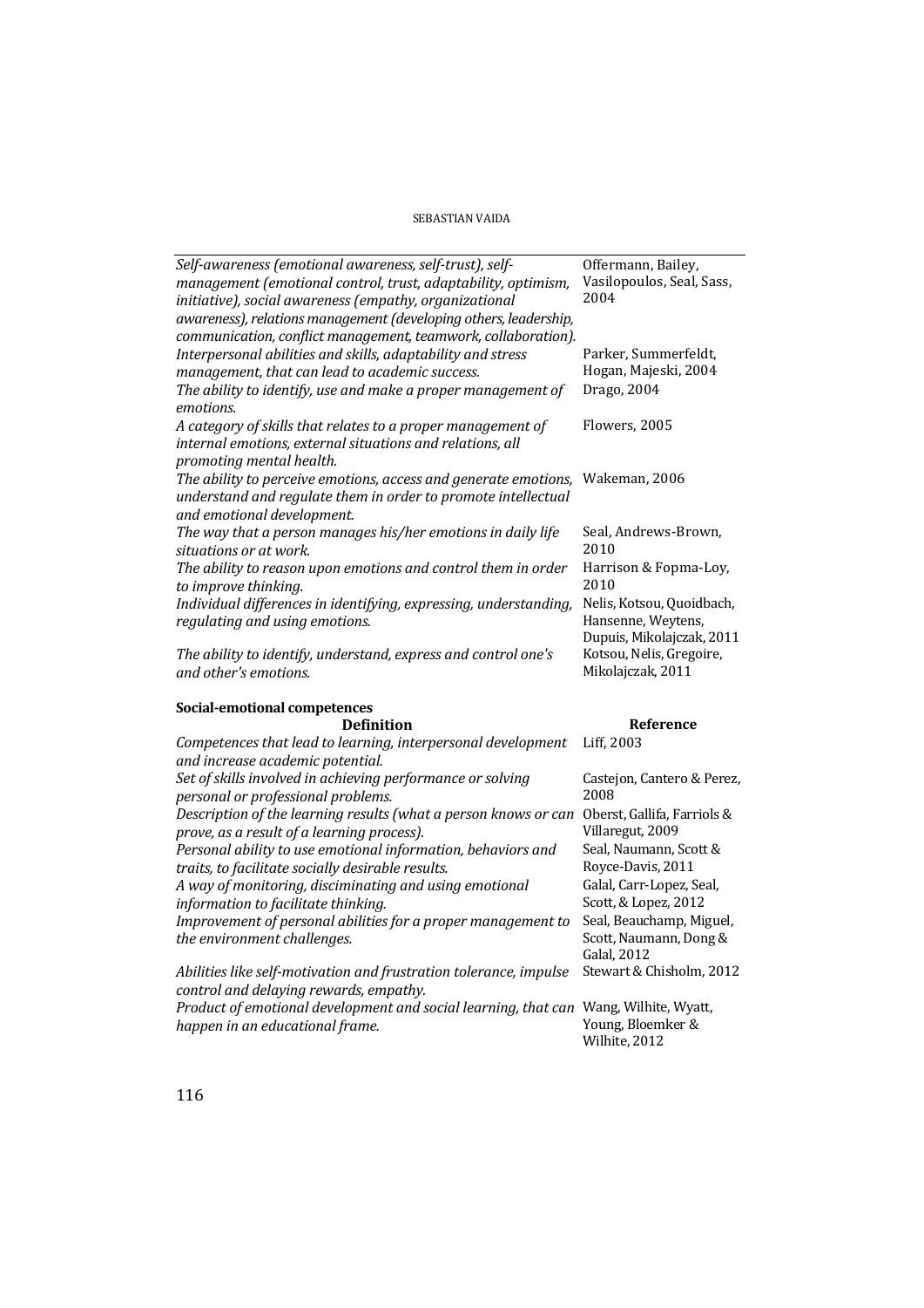| Definition | Reference |
|---|---|
| *Self-awareness (emotional awareness, self-trust), self-management (emotional control, trust, adaptability, optimism, initiative), social awareness (empathy, organizational awareness), relations management (developing others, leadership, communication, conflict management, teamwork, collaboration).* | Offermann, Bailey, Vasilopoulos, Seal, Sass, 2004 |
| *Interpersonal abilities and skills, adaptability and stress management, that can lead to academic success.* | Parker, Summerfeldt, Hogan, Majeski, 2004 |
| *The ability to identify, use and make a proper management of emotions.* | Drago, 2004 |
| *A category of skills that relates to a proper management of internal emotions, external situations and relations, all promoting mental health.* | Flowers, 2005 |
| *The ability to perceive emotions, access and generate emotions, understand and regulate them in order to promote intellectual and emotional development.* | Wakeman, 2006 |
| *The way that a person manages his/her emotions in daily life situations or at work.* | Seal, Andrews-Brown, 2010 |
| *The ability to reason upon emotions and control them in order to improve thinking.* | Harrison & Fopma-Loy, 2010 |
| *Individual differences in identifying, expressing, understanding, regulating and using emotions.* | Nelis, Kotsou, Quoidbach, Hansenne, Weytens, Dupuis, Mikolajczak, 2011 |
| *The ability to identify, understand, express and control one's and other's emotions.* | Kotsou, Nelis, Gregoire, Mikolajczak, 2011 |

**Social-emotional competences**

| Definition | Reference |
|---|---|
| *Competences that lead to learning, interpersonal development and increase academic potential.* | Liff, 2003 |
| *Set of skills involved in achieving performance or solving personal or professional problems.* | Castejon, Cantero & Perez, 2008 |
| *Description of the learning results (what a person knows or can prove, as a result of a learning process).* | Oberst, Gallifa, Farriols & Villaregut, 2009 |
| *Personal ability to use emotional information, behaviors and traits, to facilitate socially desirable results.* | Seal, Naumann, Scott & Royce-Davis, 2011 |
| *A way of monitoring, discriminating and using emotional information to facilitate thinking.* | Galal, Carr-Lopez, Seal, Scott, & Lopez, 2012 |
| *Improvement of personal abilities for a proper management to the environment challenges.* | Seal, Beauchamp, Miguel, Scott, Naumann, Dong & Galal, 2012 |
| *Abilities like self-motivation and frustration tolerance, impulse control and delaying rewards, empathy.* | Stewart & Chisholm, 2012 |
| *Product of emotional development and social learning, that can happen in an educational frame.* | Wang, Wilhite, Wyatt, Young, Bloemker & Wilhite, 2012 |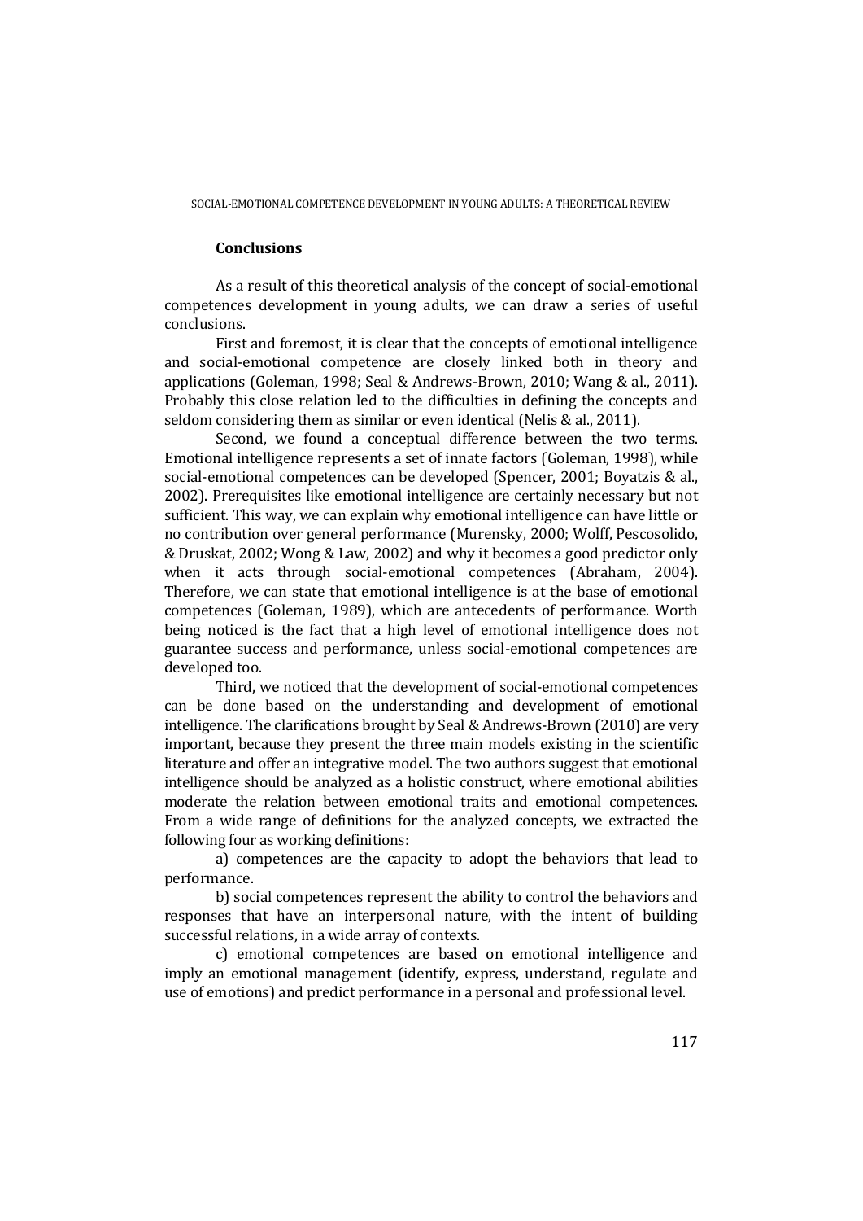## Conclusions

As a result of this theoretical analysis of the concept of social-emotional competences development in young adults, we can draw a series of useful conclusions.

First and foremost, it is clear that the concepts of emotional intelligence and social-emotional competence are closely linked both in theory and applications (Goleman, 1998; Seal & Andrews-Brown, 2010; Wang & al., 2011). Probably this close relation led to the difficulties in defining the concepts and seldom considering them as similar or even identical (Nelis & al., 2011).

Second, we found a conceptual difference between the two terms. Emotional intelligence represents a set of innate factors (Goleman, 1998), while social-emotional competences can be developed (Spencer, 2001; Boyatzis & al., 2002). Prerequisites like emotional intelligence are certainly necessary but not sufficient. This way, we can explain why emotional intelligence can have little or no contribution over general performance (Murensky, 2000; Wolff, Pescosolido, & Druskat, 2002; Wong & Law, 2002) and why it becomes a good predictor only when it acts through social-emotional competences (Abraham, 2004). Therefore, we can state that emotional intelligence is at the base of emotional competences (Goleman, 1989), which are antecedents of performance. Worth being noticed is the fact that a high level of emotional intelligence does not guarantee success and performance, unless social-emotional competences are developed too.

Third, we noticed that the development of social-emotional competences can be done based on the understanding and development of emotional intelligence. The clarifications brought by Seal & Andrews-Brown (2010) are very important, because they present the three main models existing in the scientific literature and offer an integrative model. The two authors suggest that emotional intelligence should be analyzed as a holistic construct, where emotional abilities moderate the relation between emotional traits and emotional competences. From a wide range of definitions for the analyzed concepts, we extracted the following four as working definitions:

a) competences are the capacity to adopt the behaviors that lead to performance.

b) social competences represent the ability to control the behaviors and responses that have an interpersonal nature, with the intent of building successful relations, in a wide array of contexts.

c) emotional competences are based on emotional intelligence and imply an emotional management (identify, express, understand, regulate and use of emotions) and predict performance in a personal and professional level.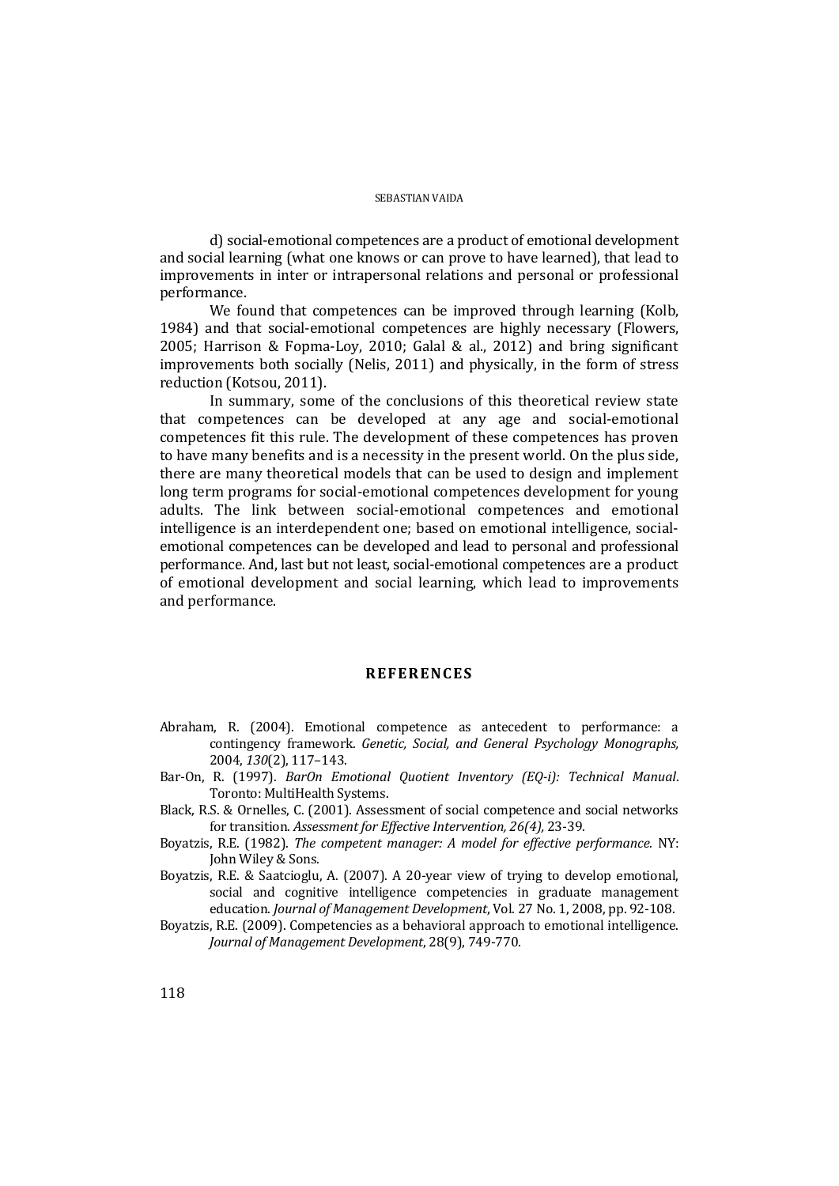d) social-emotional competences are a product of emotional development and social learning (what one knows or can prove to have learned), that lead to improvements in inter or intrapersonal relations and personal or professional performance.

We found that competences can be improved through learning (Kolb, 1984) and that social-emotional competences are highly necessary (Flowers, 2005; Harrison & Fopma-Loy, 2010; Galal & al., 2012) and bring significant improvements both socially (Nelis, 2011) and physically, in the form of stress reduction (Kotsou, 2011).

In summary, some of the conclusions of this theoretical review state that competences can be developed at any age and social-emotional competences fit this rule. The development of these competences has proven to have many benefits and is a necessity in the present world. On the plus side, there are many theoretical models that can be used to design and implement long term programs for social-emotional competences development for young adults. The link between social-emotional competences and emotional intelligence is an interdependent one; based on emotional intelligence, social-emotional competences can be developed and lead to personal and professional performance. And, last but not least, social-emotional competences are a product of emotional development and social learning, which lead to improvements and performance.

## REFERENCES

Abraham, R. (2004). Emotional competence as antecedent to performance: a contingency framework. *Genetic, Social, and General Psychology Monographs,* 2004, *130*(2), 117–143.

Bar-On, R. (1997). *BarOn Emotional Quotient Inventory (EQ-i): Technical Manual*. Toronto: MultiHealth Systems.

Black, R.S. & Ornelles, C. (2001). Assessment of social competence and social networks for transition. *Assessment for Effective Intervention, 26(4)*, 23-39.

Boyatzis, R.E. (1982). *The competent manager: A model for effective performance.* NY: John Wiley & Sons.

Boyatzis, R.E. & Saatcioglu, A. (2007). A 20-year view of trying to develop emotional, social and cognitive intelligence competencies in graduate management education. *Journal of Management Development*, Vol. 27 No. 1, 2008, pp. 92-108.

Boyatzis, R.E. (2009). Competencies as a behavioral approach to emotional intelligence. *Journal of Management Development*, 28(9), 749-770.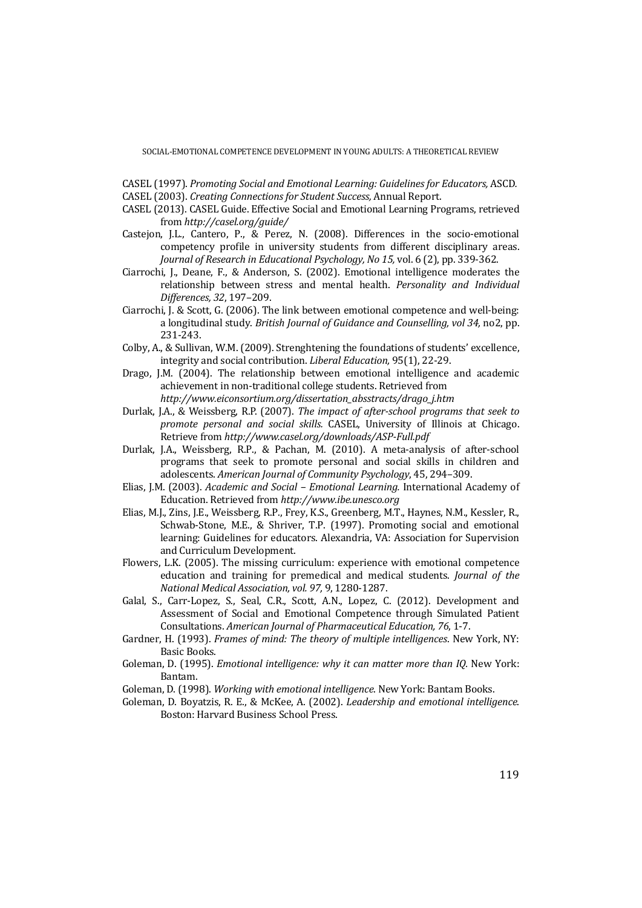CASEL (1997). *Promoting Social and Emotional Learning: Guidelines for Educators,* ASCD.

CASEL (2003). *Creating Connections for Student Success,* Annual Report.

CASEL (2013). CASEL Guide. Effective Social and Emotional Learning Programs, retrieved from *http://casel.org/guide/*

Castejon, J.L., Cantero, P., & Perez, N. (2008). Differences in the socio-emotional competency profile in university students from different disciplinary areas. *Journal of Research in Educational Psychology, No 15,* vol. 6 (2), pp. 339-362.

Ciarrochi, J., Deane, F., & Anderson, S. (2002). Emotional intelligence moderates the relationship between stress and mental health. *Personality and Individual Differences, 32*, 197–209.

Ciarrochi, J. & Scott, G. (2006). The link between emotional competence and well-being: a longitudinal study. *British Journal of Guidance and Counselling, vol 34,* no2, pp. 231-243.

Colby, A., & Sullivan, W.M. (2009). Strenghtening the foundations of students' excellence, integrity and social contribution. *Liberal Education,* 95(1), 22-29.

Drago, J.M. (2004). The relationship between emotional intelligence and academic achievement in non-traditional college students. Retrieved from *http://www.eiconsortium.org/dissertation_absstracts/drago_j.htm*

Durlak, J.A., & Weissberg, R.P. (2007). *The impact of after-school programs that seek to promote personal and social skills.* CASEL, University of Illinois at Chicago. Retrieve from *http://www.casel.org/downloads/ASP-Full.pdf*

Durlak, J.A., Weissberg, R.P., & Pachan, M. (2010). A meta-analysis of after-school programs that seek to promote personal and social skills in children and adolescents. *American Journal of Community Psychology*, 45, 294–309.

Elias, J.M. (2003). *Academic and Social – Emotional Learning.* International Academy of Education. Retrieved from *http://www.ibe.unesco.org*

Elias, M.J., Zins, J.E., Weissberg, R.P., Frey, K.S., Greenberg, M.T., Haynes, N.M., Kessler, R., Schwab-Stone, M.E., & Shriver, T.P. (1997). Promoting social and emotional learning: Guidelines for educators. Alexandria, VA: Association for Supervision and Curriculum Development.

Flowers, L.K. (2005). The missing curriculum: experience with emotional competence education and training for premedical and medical students. *Journal of the National Medical Association, vol. 97,* 9, 1280-1287.

Galal, S., Carr-Lopez, S., Seal, C.R., Scott, A.N., Lopez, C. (2012). Development and Assessment of Social and Emotional Competence through Simulated Patient Consultations. *American Journal of Pharmaceutical Education, 76*, 1-7.

Gardner, H. (1993). *Frames of mind: The theory of multiple intelligences*. New York, NY: Basic Books.

Goleman, D. (1995). *Emotional intelligence: why it can matter more than IQ.* New York: Bantam.

Goleman, D. (1998). *Working with emotional intelligence*. New York: Bantam Books.

Goleman, D. Boyatzis, R. E., & McKee, A. (2002). *Leadership and emotional intelligence*. Boston: Harvard Business School Press.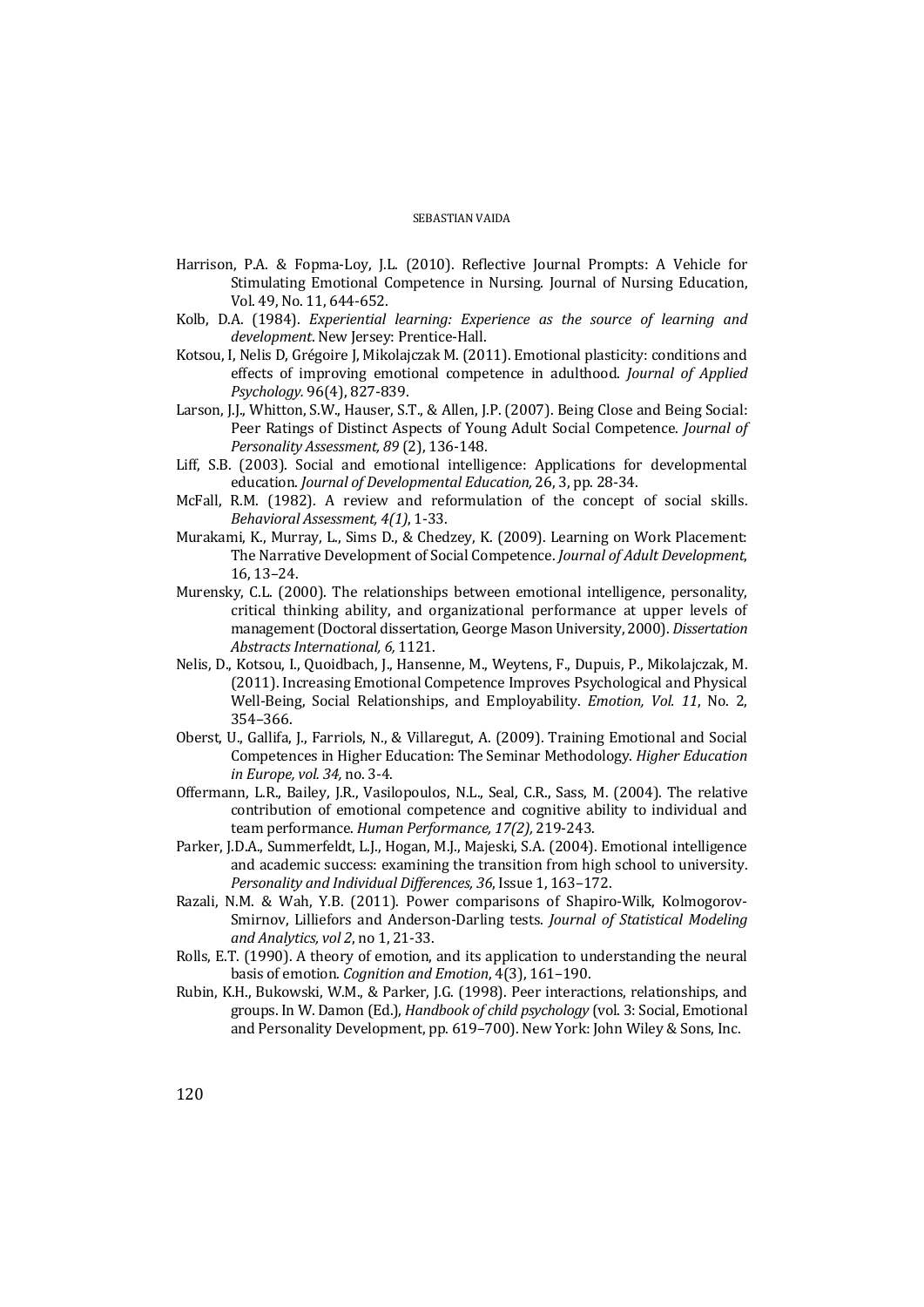Harrison, P.A. & Fopma-Loy, J.L. (2010). Reflective Journal Prompts: A Vehicle for Stimulating Emotional Competence in Nursing. Journal of Nursing Education, Vol. 49, No. 11, 644-652.

Kolb, D.A. (1984). *Experiential learning: Experience as the source of learning and development*. New Jersey: Prentice-Hall.

Kotsou, I, Nelis D, Grégoire J, Mikolajczak M. (2011). Emotional plasticity: conditions and effects of improving emotional competence in adulthood. *Journal of Applied Psychology.* 96(4), 827-839.

Larson, J.J., Whitton, S.W., Hauser, S.T., & Allen, J.P. (2007). Being Close and Being Social: Peer Ratings of Distinct Aspects of Young Adult Social Competence. *Journal of Personality Assessment, 89* (2), 136-148.

Liff, S.B. (2003). Social and emotional intelligence: Applications for developmental education. *Journal of Developmental Education,* 26, 3, pp. 28-34.

McFall, R.M. (1982). A review and reformulation of the concept of social skills. *Behavioral Assessment, 4(1)*, 1-33.

Murakami, K., Murray, L., Sims D., & Chedzey, K. (2009). Learning on Work Placement: The Narrative Development of Social Competence. *Journal of Adult Development*, 16, 13–24.

Murensky, C.L. (2000). The relationships between emotional intelligence, personality, critical thinking ability, and organizational performance at upper levels of management (Doctoral dissertation, George Mason University, 2000). *Dissertation Abstracts International, 6,* 1121.

Nelis, D., Kotsou, I., Quoidbach, J., Hansenne, M., Weytens, F., Dupuis, P., Mikolajczak, M. (2011). Increasing Emotional Competence Improves Psychological and Physical Well-Being, Social Relationships, and Employability. *Emotion, Vol. 11*, No. 2, 354–366.

Oberst, U., Gallifa, J., Farriols, N., & Villaregut, A. (2009). Training Emotional and Social Competences in Higher Education: The Seminar Methodology. *Higher Education in Europe, vol. 34,* no. 3-4.

Offermann, L.R., Bailey, J.R., Vasilopoulos, N.L., Seal, C.R., Sass, M. (2004). The relative contribution of emotional competence and cognitive ability to individual and team performance. *Human Performance, 17(2),* 219-243.

Parker, J.D.A., Summerfeldt, L.J., Hogan, M.J., Majeski, S.A. (2004). Emotional intelligence and academic success: examining the transition from high school to university. *Personality and Individual Differences, 36*, Issue 1, 163–172.

Razali, N.M. & Wah, Y.B. (2011). Power comparisons of Shapiro-Wilk, Kolmogorov-Smirnov, Lilliefors and Anderson-Darling tests. *Journal of Statistical Modeling and Analytics, vol 2*, no 1, 21-33.

Rolls, E.T. (1990). A theory of emotion, and its application to understanding the neural basis of emotion. *Cognition and Emotion*, 4(3), 161–190.

Rubin, K.H., Bukowski, W.M., & Parker, J.G. (1998). Peer interactions, relationships, and groups. In W. Damon (Ed.), *Handbook of child psychology* (vol. 3: Social, Emotional and Personality Development, pp. 619–700). New York: John Wiley & Sons, Inc.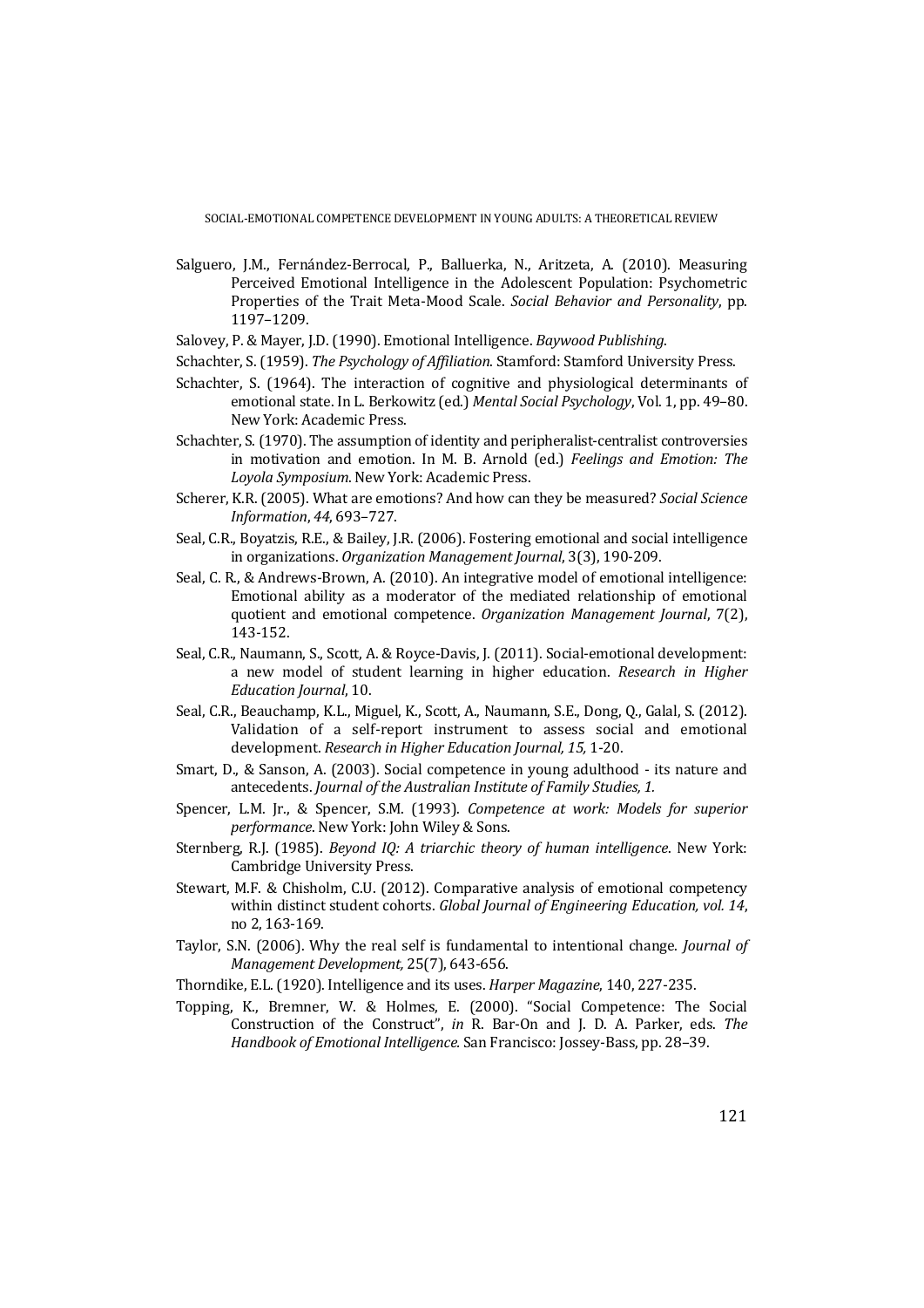Salguero, J.M., Fernández-Berrocal, P., Balluerka, N., Aritzeta, A. (2010). Measuring Perceived Emotional Intelligence in the Adolescent Population: Psychometric Properties of the Trait Meta-Mood Scale. *Social Behavior and Personality*, pp. 1197–1209.

Salovey, P. & Mayer, J.D. (1990). Emotional Intelligence. *Baywood Publishing*.

Schachter, S. (1959). *The Psychology of Affiliation.* Stamford: Stamford University Press.

Schachter, S. (1964). The interaction of cognitive and physiological determinants of emotional state. In L. Berkowitz (ed.) *Mental Social Psychology*, Vol. 1, pp. 49–80. New York: Academic Press.

Schachter, S. (1970). The assumption of identity and peripheralist-centralist controversies in motivation and emotion. In M. B. Arnold (ed.) *Feelings and Emotion: The Loyola Symposium*. New York: Academic Press.

Scherer, K.R. (2005). What are emotions? And how can they be measured? *Social Science Information*, *44*, 693–727.

Seal, C.R., Boyatzis, R.E., & Bailey, J.R. (2006). Fostering emotional and social intelligence in organizations. *Organization Management Journal*, 3(3), 190-209.

Seal, C. R., & Andrews-Brown, A. (2010). An integrative model of emotional intelligence: Emotional ability as a moderator of the mediated relationship of emotional quotient and emotional competence. *Organization Management Journal*, 7(2), 143-152.

Seal, C.R., Naumann, S., Scott, A. & Royce-Davis, J. (2011). Social-emotional development: a new model of student learning in higher education. *Research in Higher Education Journal*, 10.

Seal, C.R., Beauchamp, K.L., Miguel, K., Scott, A., Naumann, S.E., Dong, Q., Galal, S. (2012). Validation of a self-report instrument to assess social and emotional development. *Research in Higher Education Journal, 15,* 1-20.

Smart, D., & Sanson, A. (2003). Social competence in young adulthood - its nature and antecedents. *Journal of the Australian Institute of Family Studies, 1.*

Spencer, L.M. Jr., & Spencer, S.M. (1993). *Competence at work: Models for superior performance*. New York: John Wiley & Sons.

Sternberg, R.J. (1985). *Beyond IQ: A triarchic theory of human intelligence*. New York: Cambridge University Press.

Stewart, M.F. & Chisholm, C.U. (2012). Comparative analysis of emotional competency within distinct student cohorts. *Global Journal of Engineering Education, vol. 14*, no 2, 163-169.

Taylor, S.N. (2006). Why the real self is fundamental to intentional change. *Journal of Management Development,* 25(7), 643-656.

Thorndike, E.L. (1920). Intelligence and its uses. *Harper Magazine*, 140, 227-235.

Topping, K., Bremner, W. & Holmes, E. (2000). "Social Competence: The Social Construction of the Construct", *in* R. Bar-On and J. D. A. Parker, eds. *The Handbook of Emotional Intelligence.* San Francisco: Jossey-Bass, pp. 28–39.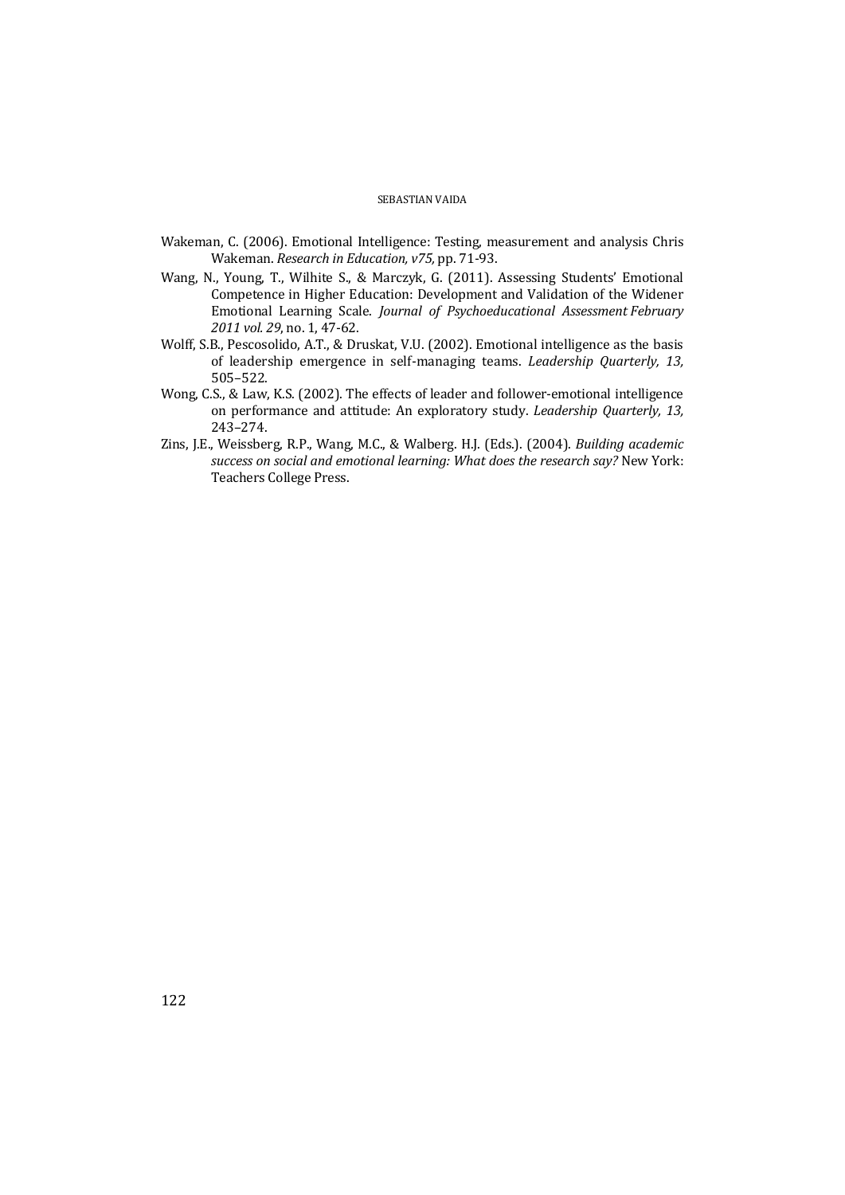Wakeman, C. (2006). Emotional Intelligence: Testing, measurement and analysis Chris Wakeman. *Research in Education, v75,* pp. 71-93.

Wang, N., Young, T., Wilhite S., & Marczyk, G. (2011). Assessing Students' Emotional Competence in Higher Education: Development and Validation of the Widener Emotional Learning Scale. *Journal of Psychoeducational Assessment February 2011 vol. 29*, no. 1, 47-62.

Wolff, S.B., Pescosolido, A.T., & Druskat, V.U. (2002). Emotional intelligence as the basis of leadership emergence in self-managing teams. *Leadership Quarterly, 13,* 505–522.

Wong, C.S., & Law, K.S. (2002). The effects of leader and follower-emotional intelligence on performance and attitude: An exploratory study. *Leadership Quarterly, 13,* 243–274.

Zins, J.E., Weissberg, R.P., Wang, M.C., & Walberg. H.J. (Eds.). (2004). *Building academic success on social and emotional learning: What does the research say?* New York: Teachers College Press.